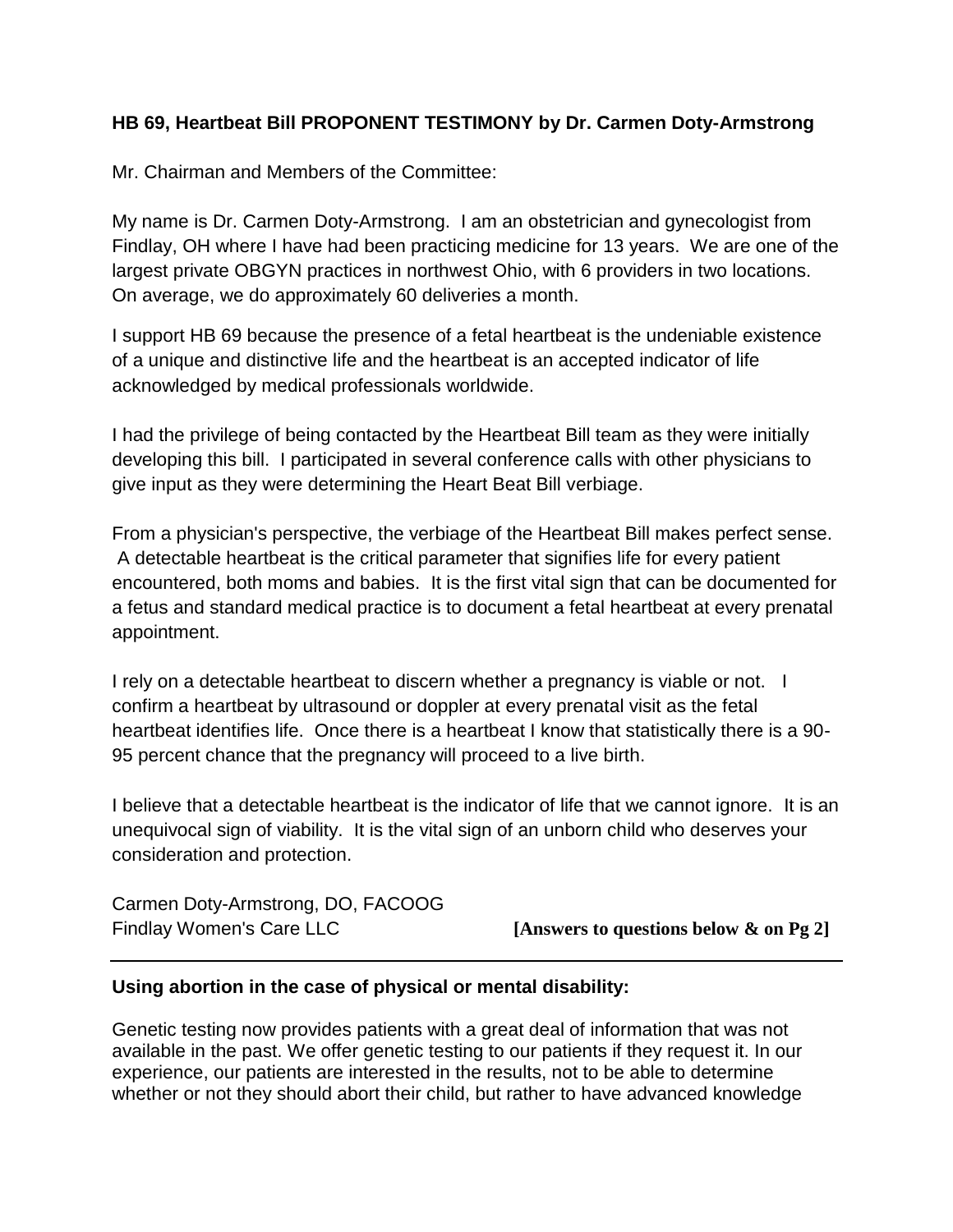**HB 69, Heartbeat Bill PROPONENT TESTIMONY by Dr. Carmen Doty-Armstrong**

Mr. Chairman and Members of the Committee:

My name is Dr. Carmen Doty-Armstrong. I am an obstetrician and gynecologist from Findlay, OH where I have had been practicing medicine for 13 years. We are one of the largest private OBGYN practices in northwest Ohio, with 6 providers in two locations. On average, we do approximately 60 deliveries a month.

I support HB 69 because the presence of a fetal heartbeat is the undeniable existence of a unique and distinctive life and the heartbeat is an accepted indicator of life acknowledged by medical professionals worldwide.

I had the privilege of being contacted by the Heartbeat Bill team as they were initially developing this bill. I participated in several conference calls with other physicians to give input as they were determining the Heart Beat Bill verbiage.

From a physician's perspective, the verbiage of the Heartbeat Bill makes perfect sense. A detectable heartbeat is the critical parameter that signifies life for every patient encountered, both moms and babies. It is the first vital sign that can be documented for a fetus and standard medical practice is to document a fetal heartbeat at every prenatal appointment.

I rely on a detectable heartbeat to discern whether a pregnancy is viable or not. I confirm a heartbeat by ultrasound or doppler at every prenatal visit as the fetal heartbeat identifies life. Once there is a heartbeat I know that statistically there is a 90-95 percent chance that the pregnancy will proceed to a live birth.

I believe that a detectable heartbeat is the indicator of life that we cannot ignore. It is an unequivocal sign of viability. It is the vital sign of an unborn child who deserves your consideration and protection.

Carmen Doty-Armstrong, DO, FACOOG
Findlay Women's Care LLC **[Answers to questions below & on Pg 2]**

---

**Using abortion in the case of physical or mental disability:**

Genetic testing now provides patients with a great deal of information that was not available in the past. We offer genetic testing to our patients if they request it. In our experience, our patients are interested in the results, not to be able to determine whether or not they should abort their child, but rather to have advanced knowledge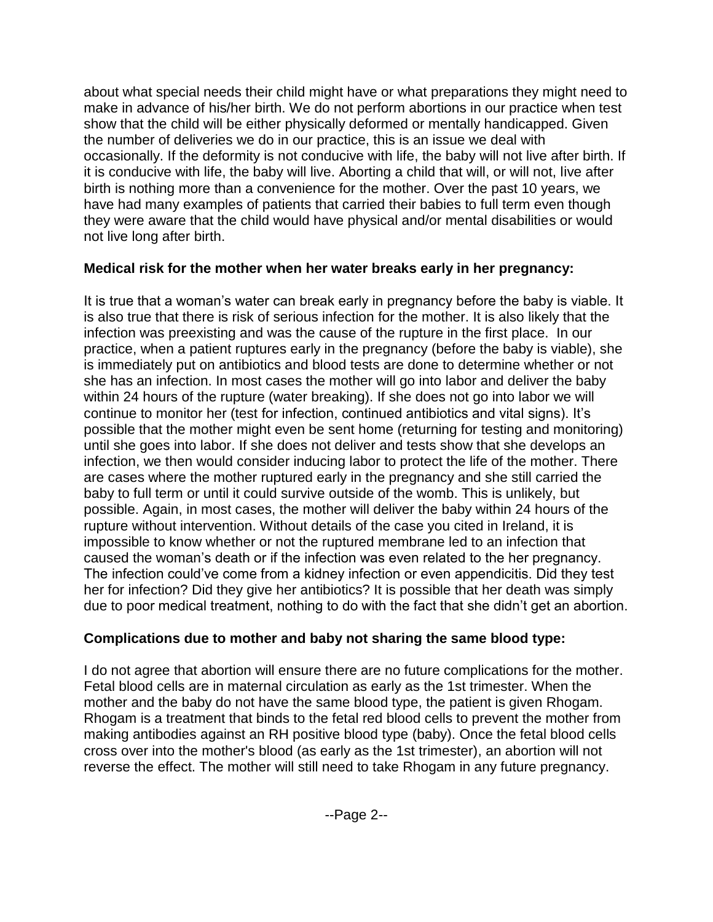about what special needs their child might have or what preparations they might need to make in advance of his/her birth. We do not perform abortions in our practice when test show that the child will be either physically deformed or mentally handicapped. Given the number of deliveries we do in our practice, this is an issue we deal with occasionally. If the deformity is not conducive with life, the baby will not live after birth. If it is conducive with life, the baby will live. Aborting a child that will, or will not, live after birth is nothing more than a convenience for the mother. Over the past 10 years, we have had many examples of patients that carried their babies to full term even though they were aware that the child would have physical and/or mental disabilities or would not live long after birth.

**Medical risk for the mother when her water breaks early in her pregnancy:**

It is true that a woman's water can break early in pregnancy before the baby is viable. It is also true that there is risk of serious infection for the mother. It is also likely that the infection was preexisting and was the cause of the rupture in the first place. In our practice, when a patient ruptures early in the pregnancy (before the baby is viable), she is immediately put on antibiotics and blood tests are done to determine whether or not she has an infection. In most cases the mother will go into labor and deliver the baby within 24 hours of the rupture (water breaking). If she does not go into labor we will continue to monitor her (test for infection, continued antibiotics and vital signs). It's possible that the mother might even be sent home (returning for testing and monitoring) until she goes into labor. If she does not deliver and tests show that she develops an infection, we then would consider inducing labor to protect the life of the mother. There are cases where the mother ruptured early in the pregnancy and she still carried the baby to full term or until it could survive outside of the womb. This is unlikely, but possible. Again, in most cases, the mother will deliver the baby within 24 hours of the rupture without intervention. Without details of the case you cited in Ireland, it is impossible to know whether or not the ruptured membrane led to an infection that caused the woman's death or if the infection was even related to the her pregnancy. The infection could've come from a kidney infection or even appendicitis. Did they test her for infection? Did they give her antibiotics? It is possible that her death was simply due to poor medical treatment, nothing to do with the fact that she didn't get an abortion.

**Complications due to mother and baby not sharing the same blood type:**

I do not agree that abortion will ensure there are no future complications for the mother. Fetal blood cells are in maternal circulation as early as the 1st trimester. When the mother and the baby do not have the same blood type, the patient is given Rhogam. Rhogam is a treatment that binds to the fetal red blood cells to prevent the mother from making antibodies against an RH positive blood type (baby). Once the fetal blood cells cross over into the mother's blood (as early as the 1st trimester), an abortion will not reverse the effect. The mother will still need to take Rhogam in any future pregnancy.